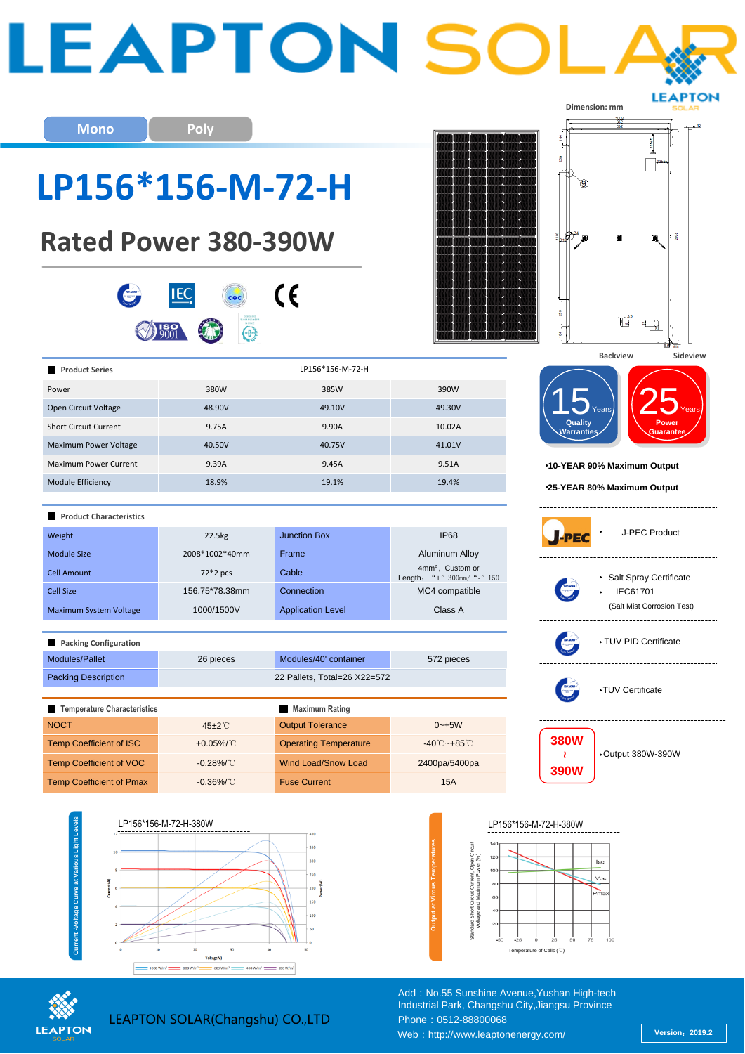# LEAPTON SOLAR

Mono | Poly

# LP156*156-M-72-H

## Rated Power 380-390W

Dimension: mm

Backview | Sideview

| Product Series | LP156*156-M-72-H | | |
|---|---|---|---|
| Power | 380W | 385W | 390W |
| Open Circuit Voltage | 48.90V | 49.10V | 49.30V |
| Short Circuit Current | 9.75A | 9.90A | 10.02A |
| Maximum Power Voltage | 40.50V | 40.75V | 41.01V |
| Maximum Power Current | 9.39A | 9.45A | 9.51A |
| Module Efficiency | 18.9% | 19.1% | 19.4% |

**Product Characteristics**

| | | | |
|---|---|---|---|
| Weight | 22.5kg | Junction Box | IP68 |
| Module Size | 2008*1002*40mm | Frame | Aluminum Alloy |
| Cell Amount | 72*2 pcs | Cable | 4mm², Custom or Length: "+" 300mm/ "-" 150 |
| Cell Size | 156.75*78.38mm | Connection | MC4 compatible |
| Maximum System Voltage | 1000/1500V | Application Level | Class A |

**Packing Configuration**

| | | | |
|---|---|---|---|
| Modules/Pallet | 26 pieces | Modules/40' container | 572 pieces |
| Packing Description | 22 Pallets, Total=26 X22=572 | | |

| Temperature Characteristics | | Maximum Rating | |
|---|---|---|---|
| NOCT | 45±2℃ | Output Tolerance | 0~+5W |
| Temp Coefficient of ISC | +0.05%/℃ | Operating Temperature | -40℃~+85℃ |
| Temp Coefficient of VOC | -0.28%/℃ | Wind Load/Snow Load | 2400pa/5400pa |
| Temp Coefficient of Pmax | -0.36%/℃ | Fuse Current | 15A |

15 Years Quality Warranties

25 Years Power Guarantee

- 10-YEAR 90% Maximum Output
- 25-YEAR 80% Maximum Output

- J-PEC Product
- Salt Spray Certificate
- IEC61701 (Salt Mist Corrosion Test)
- TUV PID Certificate
- TUV Certificate
- 380W ~ 390W: Output 380W-390W

**Current-Voltage Curve at Various Light Levels**

LP156*156-M-72-H-380W

**Output at Virous Temperatures**

LP156*156-M-72-H-380W

LEAPTON SOLAR(Changshu) CO.,LTD

Add: No.55 Sunshine Avenue, Yushan High-tech Industrial Park, Changshu City, Jiangsu Province

Phone: 0512-88800068

Web: http://www.leaptonenergy.com/

Version: 2019.2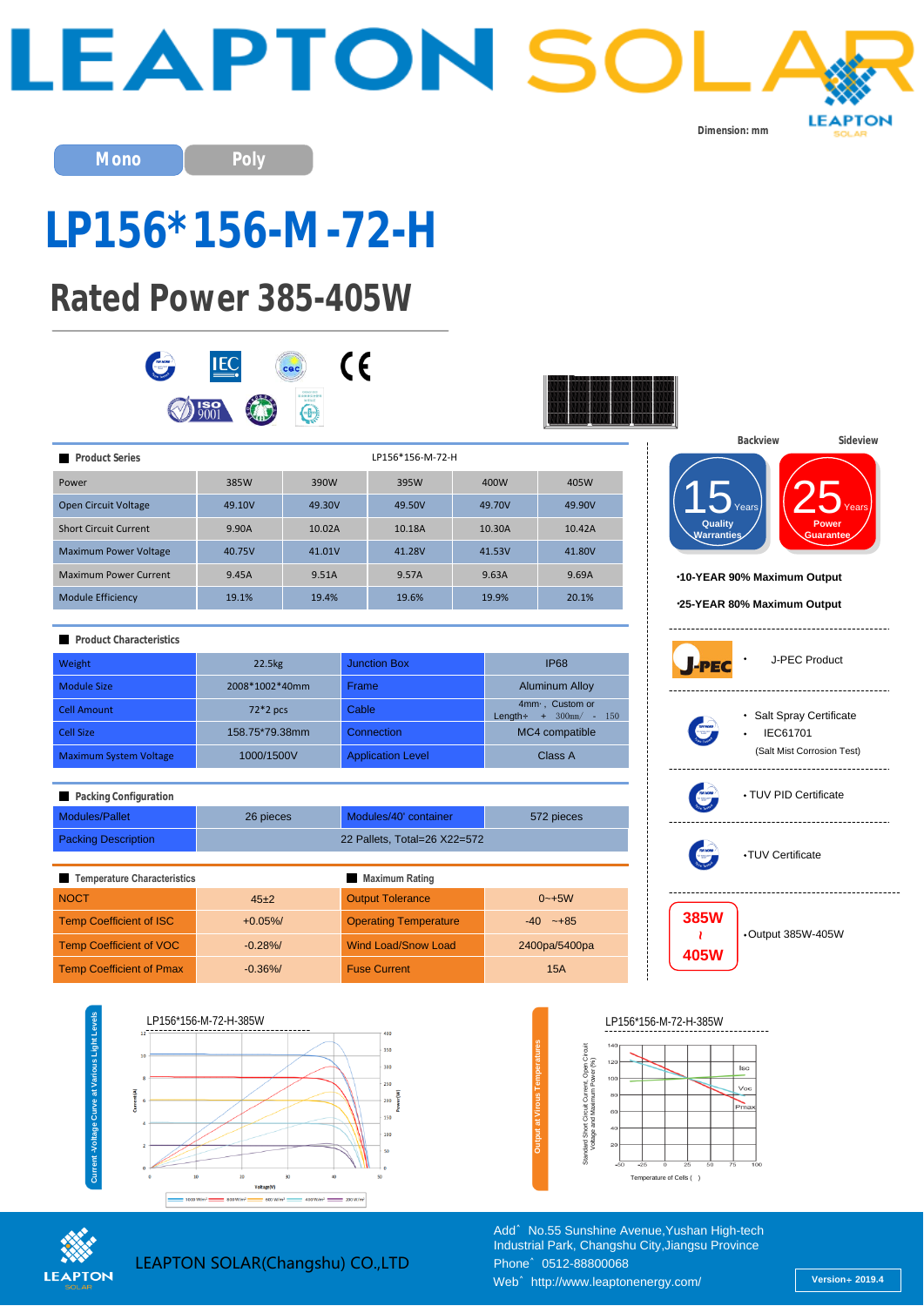# LEAPTON SOLAR

Dimension: mm

Mono | Poly

# LP156*156-M-72-H

## Rated Power 385-405W

Backview Sideview

| Product Series | LP156*156-M-72-H | | | | |
|---|---|---|---|---|---|
| Power | 385W | 390W | 395W | 400W | 405W |
| Open Circuit Voltage | 49.10V | 49.30V | 49.50V | 49.70V | 49.90V |
| Short Circuit Current | 9.90A | 10.02A | 10.18A | 10.30A | 10.42A |
| Maximum Power Voltage | 40.75V | 41.01V | 41.28V | 41.53V | 41.80V |
| Maximum Power Current | 9.45A | 9.51A | 9.57A | 9.63A | 9.69A |
| Module Efficiency | 19.1% | 19.4% | 19.6% | 19.9% | 20.1% |

### Product Characteristics

| | | | |
|---|---|---|---|
| Weight | 22.5kg | Junction Box | IP68 |
| Module Size | 2008*1002*40mm | Frame | Aluminum Alloy |
| Cell Amount | 72*2 pcs | Cable | 4mm², Custom or Length: + 300mm/ - 150 |
| Cell Size | 158.75*79.38mm | Connection | MC4 compatible |
| Maximum System Voltage | 1000/1500V | Application Level | Class A |

### Packing Configuration

| | | | |
|---|---|---|---|
| Modules/Pallet | 26 pieces | Modules/40' container | 572 pieces |
| Packing Description | 22 Pallets, Total=26 X22=572 | | |

| Temperature Characteristics | | Maximum Rating | |
|---|---|---|---|
| NOCT | 45±2 | Output Tolerance | 0~+5W |
| Temp Coefficient of ISC | +0.05%/ | Operating Temperature | -40 ~+85 |
| Temp Coefficient of VOC | -0.28%/ | Wind Load/Snow Load | 2400pa/5400pa |
| Temp Coefficient of Pmax | -0.36%/ | Fuse Current | 15A |

15 Years Quality Warranties

25 Years Power Guarantee

- 10-YEAR 90% Maximum Output
- 25-YEAR 80% Maximum Output

- J-PEC Product
- Salt Spray Certificate
- IEC61701 (Salt Mist Corrosion Test)
- TUV PID Certificate
- TUV Certificate
- 385W ~ 405W: Output 385W-405W

Current -Voltage Curve at Various Light Levels

LP156*156-M-72-H-385W

Current(A) Power(W) Voltage(V)

1000 W/m² 800 W/m² 600 W/m² 400 W/m² 200 W/m²

Output at Virous Temperatures

LP156*156-M-72-H-385W

Standard Short Circuit Current, Open Circuit Voltage and Maximum Power (%)

Isc Voc Pmax

Temperature of Cells ( )

LEAPTON SOLAR(Changshu) CO.,LTD

Add: No.55 Sunshine Avenue,Yushan High-tech Industrial Park, Changshu City,Jiangsu Province
Phone: 0512-88800068
Web: http://www.leaptonenergy.com/

Version: 2019.4